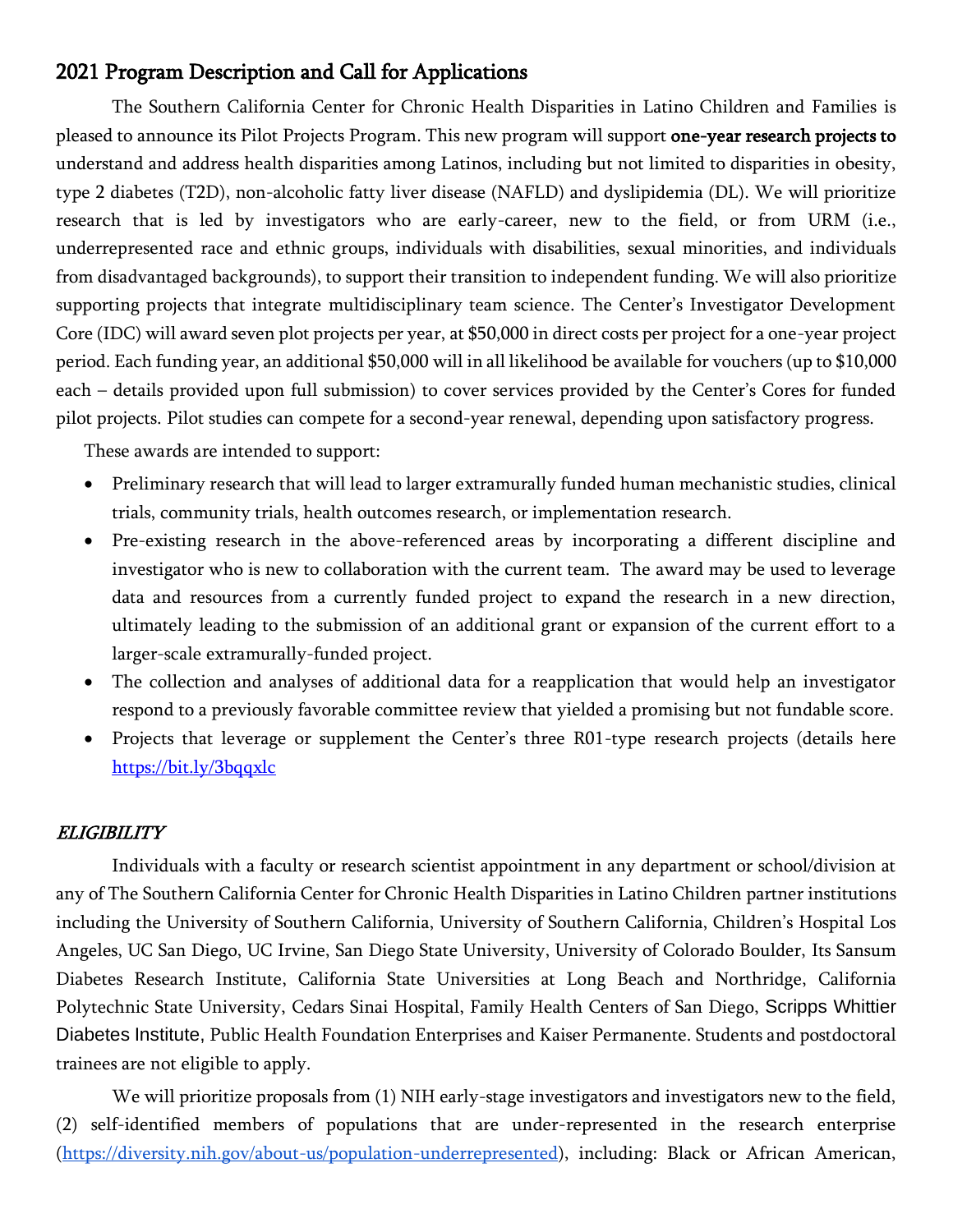## 2021 Program Description and Call for Applications

The Southern California Center for Chronic Health Disparities in Latino Children and Families is pleased to announce its Pilot Projects Program. This new program will support **one-year research projects to** understand and address health disparities among Latinos, including but not limited to disparities in obesity, type 2 diabetes (T2D), non-alcoholic fatty liver disease (NAFLD) and dyslipidemia (DL). We will prioritize research that is led by investigators who are early-career, new to the field, or from URM (i.e., underrepresented race and ethnic groups, individuals with disabilities, sexual minorities, and individuals from disadvantaged backgrounds), to support their transition to independent funding. We will also prioritize supporting projects that integrate multidisciplinary team science. The Center's Investigator Development Core (IDC) will award seven plot projects per year, at $50,000 in direct costs per project for a one-year project period. Each funding year, an additional $50,000 will in all likelihood be available for vouchers (up to $10,000 each – details provided upon full submission) to cover services provided by the Center's Cores for funded pilot projects. Pilot studies can compete for a second-year renewal, depending upon satisfactory progress.

These awards are intended to support:

- Preliminary research that will lead to larger extramurally funded human mechanistic studies, clinical trials, community trials, health outcomes research, or implementation research.
- Pre-existing research in the above-referenced areas by incorporating a different discipline and investigator who is new to collaboration with the current team. The award may be used to leverage data and resources from a currently funded project to expand the research in a new direction, ultimately leading to the submission of an additional grant or expansion of the current effort to a larger-scale extramurally-funded project.
- The collection and analyses of additional data for a reapplication that would help an investigator respond to a previously favorable committee review that yielded a promising but not fundable score.
- Projects that leverage or supplement the Center's three R01-type research projects (details here https://bit.ly/3bqqxlc

### *ELIGIBILITY*

Individuals with a faculty or research scientist appointment in any department or school/division at any of The Southern California Center for Chronic Health Disparities in Latino Children partner institutions including the University of Southern California, University of Southern California, Children's Hospital Los Angeles, UC San Diego, UC Irvine, San Diego State University, University of Colorado Boulder, Its Sansum Diabetes Research Institute, California State Universities at Long Beach and Northridge, California Polytechnic State University, Cedars Sinai Hospital, Family Health Centers of San Diego, Scripps Whittier Diabetes Institute, Public Health Foundation Enterprises and Kaiser Permanente. Students and postdoctoral trainees are not eligible to apply.

We will prioritize proposals from (1) NIH early-stage investigators and investigators new to the field, (2) self-identified members of populations that are under-represented in the research enterprise (https://diversity.nih.gov/about-us/population-underrepresented), including: Black or African American,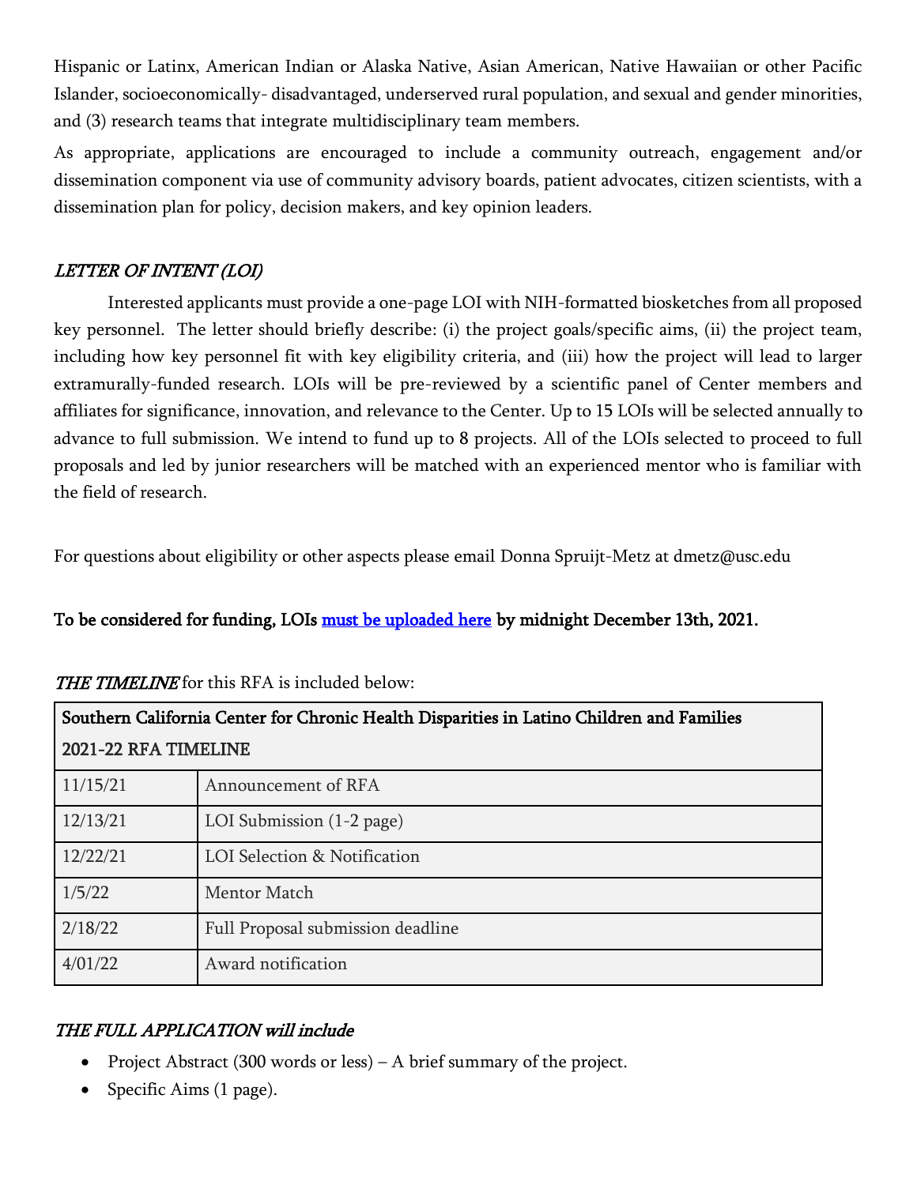Hispanic or Latinx, American Indian or Alaska Native, Asian American, Native Hawaiian or other Pacific Islander, socioeconomically- disadvantaged, underserved rural population, and sexual and gender minorities, and (3) research teams that integrate multidisciplinary team members.

As appropriate, applications are encouraged to include a community outreach, engagement and/or dissemination component via use of community advisory boards, patient advocates, citizen scientists, with a dissemination plan for policy, decision makers, and key opinion leaders.

### *LETTER OF INTENT (LOI)*

Interested applicants must provide a one-page LOI with NIH-formatted biosketches from all proposed key personnel. The letter should briefly describe: (i) the project goals/specific aims, (ii) the project team, including how key personnel fit with key eligibility criteria, and (iii) how the project will lead to larger extramurally-funded research. LOIs will be pre-reviewed by a scientific panel of Center members and affiliates for significance, innovation, and relevance to the Center. Up to 15 LOIs will be selected annually to advance to full submission. We intend to fund up to 8 projects. All of the LOIs selected to proceed to full proposals and led by junior researchers will be matched with an experienced mentor who is familiar with the field of research.

For questions about eligibility or other aspects please email Donna Spruijt-Metz at dmetz@usc.edu

**To be considered for funding, LOIs must be uploaded here by midnight December 13th, 2021.**

***THE TIMELINE*** for this RFA is included below:

| Southern California Center for Chronic Health Disparities in Latino Children and Families 2021-22 RFA TIMELINE | |
|---|---|
| 11/15/21 | Announcement of RFA |
| 12/13/21 | LOI Submission (1-2 page) |
| 12/22/21 | LOI Selection & Notification |
| 1/5/22 | Mentor Match |
| 2/18/22 | Full Proposal submission deadline |
| 4/01/22 | Award notification |

### *THE FULL APPLICATION will include*

- Project Abstract (300 words or less) – A brief summary of the project.
- Specific Aims (1 page).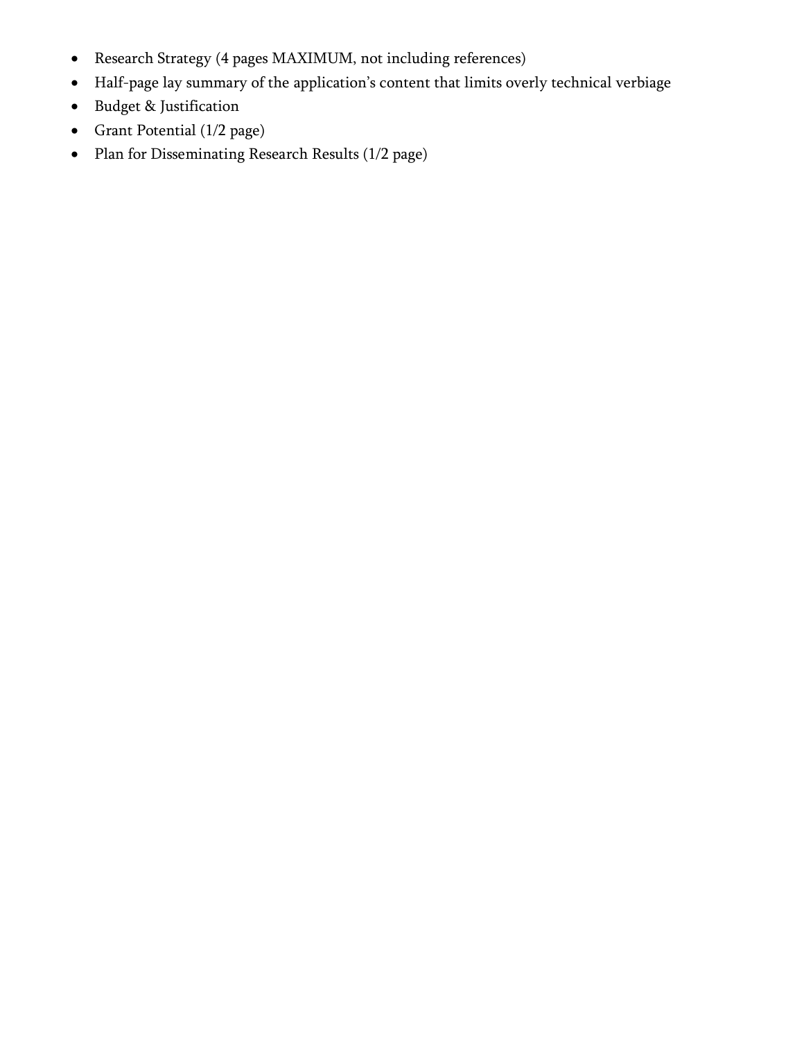- Research Strategy (4 pages MAXIMUM, not including references)
- Half-page lay summary of the application's content that limits overly technical verbiage
- Budget & Justification
- Grant Potential (1/2 page)
- Plan for Disseminating Research Results (1/2 page)